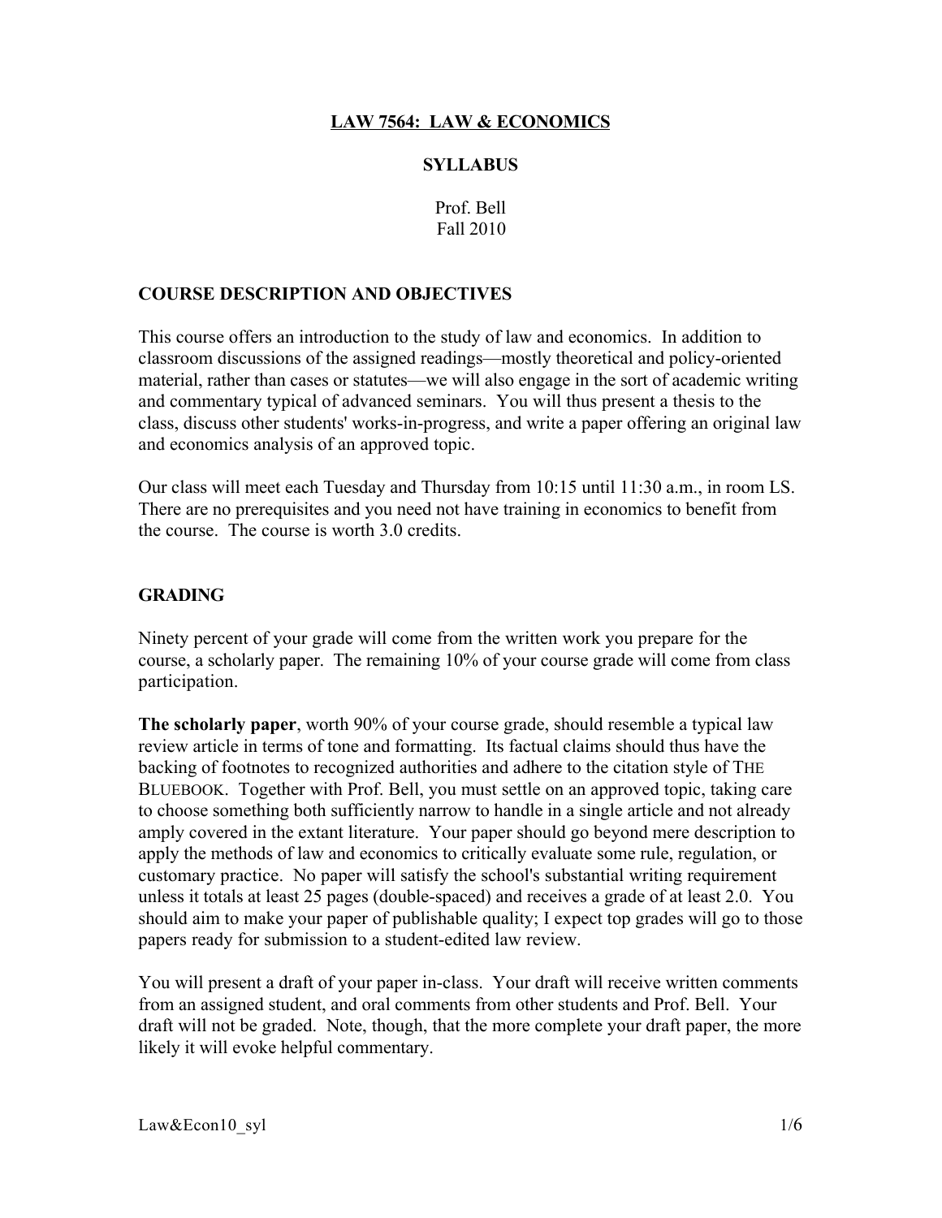# LAW 7564: LAW & ECONOMICS

## SYLLABUS

Prof. Bell
Fall 2010

## COURSE DESCRIPTION AND OBJECTIVES

This course offers an introduction to the study of law and economics. In addition to classroom discussions of the assigned readings—mostly theoretical and policy-oriented material, rather than cases or statutes—we will also engage in the sort of academic writing and commentary typical of advanced seminars. You will thus present a thesis to the class, discuss other students' works-in-progress, and write a paper offering an original law and economics analysis of an approved topic.

Our class will meet each Tuesday and Thursday from 10:15 until 11:30 a.m., in room LS. There are no prerequisites and you need not have training in economics to benefit from the course. The course is worth 3.0 credits.

## GRADING

Ninety percent of your grade will come from the written work you prepare for the course, a scholarly paper. The remaining 10% of your course grade will come from class participation.

**The scholarly paper**, worth 90% of your course grade, should resemble a typical law review article in terms of tone and formatting. Its factual claims should thus have the backing of footnotes to recognized authorities and adhere to the citation style of THE BLUEBOOK. Together with Prof. Bell, you must settle on an approved topic, taking care to choose something both sufficiently narrow to handle in a single article and not already amply covered in the extant literature. Your paper should go beyond mere description to apply the methods of law and economics to critically evaluate some rule, regulation, or customary practice. No paper will satisfy the school's substantial writing requirement unless it totals at least 25 pages (double-spaced) and receives a grade of at least 2.0. You should aim to make your paper of publishable quality; I expect top grades will go to those papers ready for submission to a student-edited law review.

You will present a draft of your paper in-class. Your draft will receive written comments from an assigned student, and oral comments from other students and Prof. Bell. Your draft will not be graded. Note, though, that the more complete your draft paper, the more likely it will evoke helpful commentary.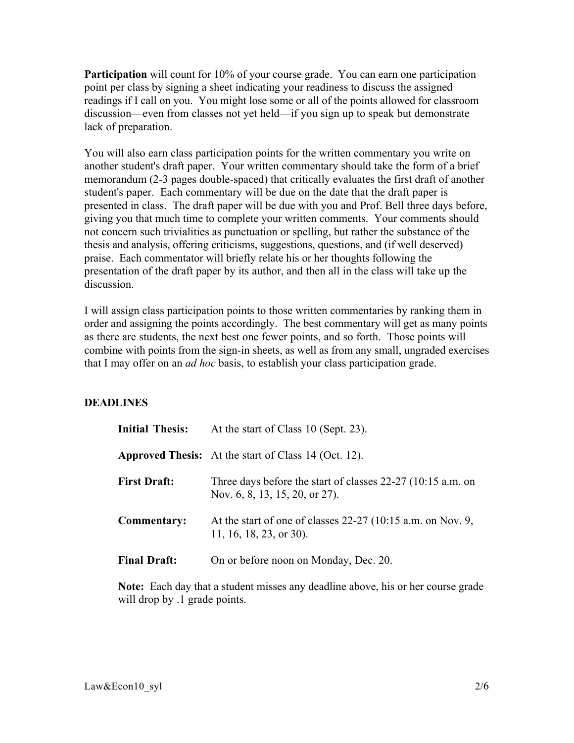**Participation** will count for 10% of your course grade. You can earn one participation point per class by signing a sheet indicating your readiness to discuss the assigned readings if I call on you. You might lose some or all of the points allowed for classroom discussion—even from classes not yet held—if you sign up to speak but demonstrate lack of preparation.

You will also earn class participation points for the written commentary you write on another student's draft paper. Your written commentary should take the form of a brief memorandum (2-3 pages double-spaced) that critically evaluates the first draft of another student's paper. Each commentary will be due on the date that the draft paper is presented in class. The draft paper will be due with you and Prof. Bell three days before, giving you that much time to complete your written comments. Your comments should not concern such trivialities as punctuation or spelling, but rather the substance of the thesis and analysis, offering criticisms, suggestions, questions, and (if well deserved) praise. Each commentator will briefly relate his or her thoughts following the presentation of the draft paper by its author, and then all in the class will take up the discussion.

I will assign class participation points to those written commentaries by ranking them in order and assigning the points accordingly. The best commentary will get as many points as there are students, the next best one fewer points, and so forth. Those points will combine with points from the sign-in sheets, as well as from any small, ungraded exercises that I may offer on an *ad hoc* basis, to establish your class participation grade.

**DEADLINES**

| | |
|---|---|
| **Initial Thesis:** | At the start of Class 10 (Sept. 23). |
| **Approved Thesis:** | At the start of Class 14 (Oct. 12). |
| **First Draft:** | Three days before the start of classes 22-27 (10:15 a.m. on Nov. 6, 8, 13, 15, 20, or 27). |
| **Commentary:** | At the start of one of classes 22-27 (10:15 a.m. on Nov. 9, 11, 16, 18, 23, or 30). |
| **Final Draft:** | On or before noon on Monday, Dec. 20. |

**Note:** Each day that a student misses any deadline above, his or her course grade will drop by .1 grade points.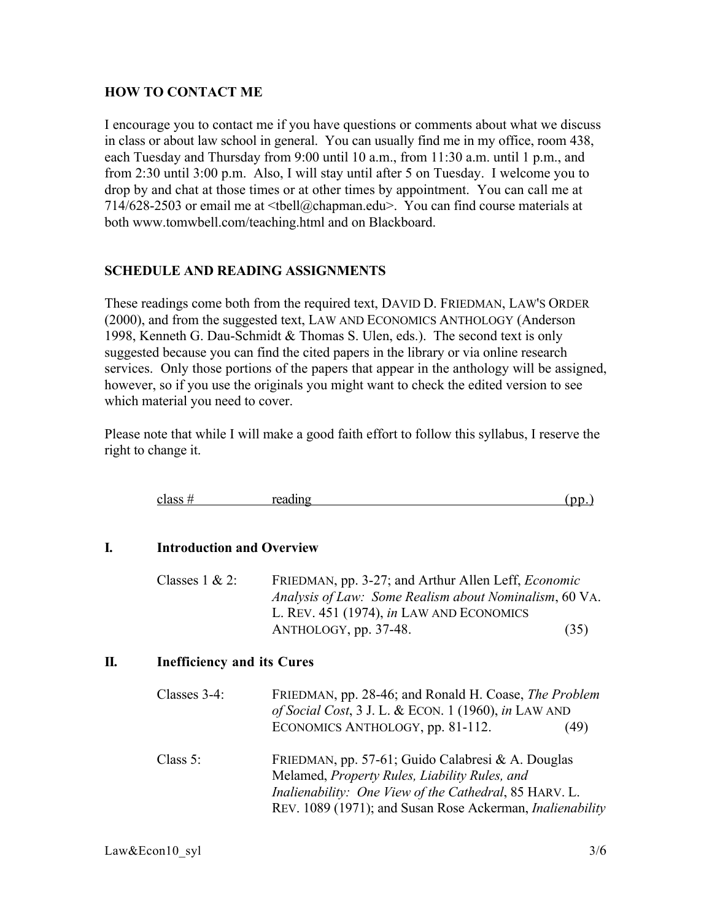## HOW TO CONTACT ME

I encourage you to contact me if you have questions or comments about what we discuss in class or about law school in general. You can usually find me in my office, room 438, each Tuesday and Thursday from 9:00 until 10 a.m., from 11:30 a.m. until 1 p.m., and from 2:30 until 3:00 p.m. Also, I will stay until after 5 on Tuesday. I welcome you to drop by and chat at those times or at other times by appointment. You can call me at 714/628-2503 or email me at <tbell@chapman.edu>. You can find course materials at both www.tomwbell.com/teaching.html and on Blackboard.

## SCHEDULE AND READING ASSIGNMENTS

These readings come both from the required text, DAVID D. FRIEDMAN, LAW'S ORDER (2000), and from the suggested text, LAW AND ECONOMICS ANTHOLOGY (Anderson 1998, Kenneth G. Dau-Schmidt & Thomas S. Ulen, eds.). The second text is only suggested because you can find the cited papers in the library or via online research services. Only those portions of the papers that appear in the anthology will be assigned, however, so if you use the originals you might want to check the edited version to see which material you need to cover.

Please note that while I will make a good faith effort to follow this syllabus, I reserve the right to change it.

| class # | reading | (pp.) |
|---|---|---|

### I. Introduction and Overview

| | | |
|---|---|---|
| Classes 1 & 2: | FRIEDMAN, pp. 3-27; and Arthur Allen Leff, *Economic Analysis of Law: Some Realism about Nominalism*, 60 VA. L. REV. 451 (1974), *in* LAW AND ECONOMICS ANTHOLOGY, pp. 37-48. | (35) |

### II. Inefficiency and its Cures

| | | |
|---|---|---|
| Classes 3-4: | FRIEDMAN, pp. 28-46; and Ronald H. Coase, *The Problem of Social Cost*, 3 J. L. & ECON. 1 (1960), *in* LAW AND ECONOMICS ANTHOLOGY, pp. 81-112. | (49) |
| Class 5: | FRIEDMAN, pp. 57-61; Guido Calabresi & A. Douglas Melamed, *Property Rules, Liability Rules, and Inalienability: One View of the Cathedral*, 85 HARV. L. REV. 1089 (1971); and Susan Rose Ackerman, *Inalienability* | |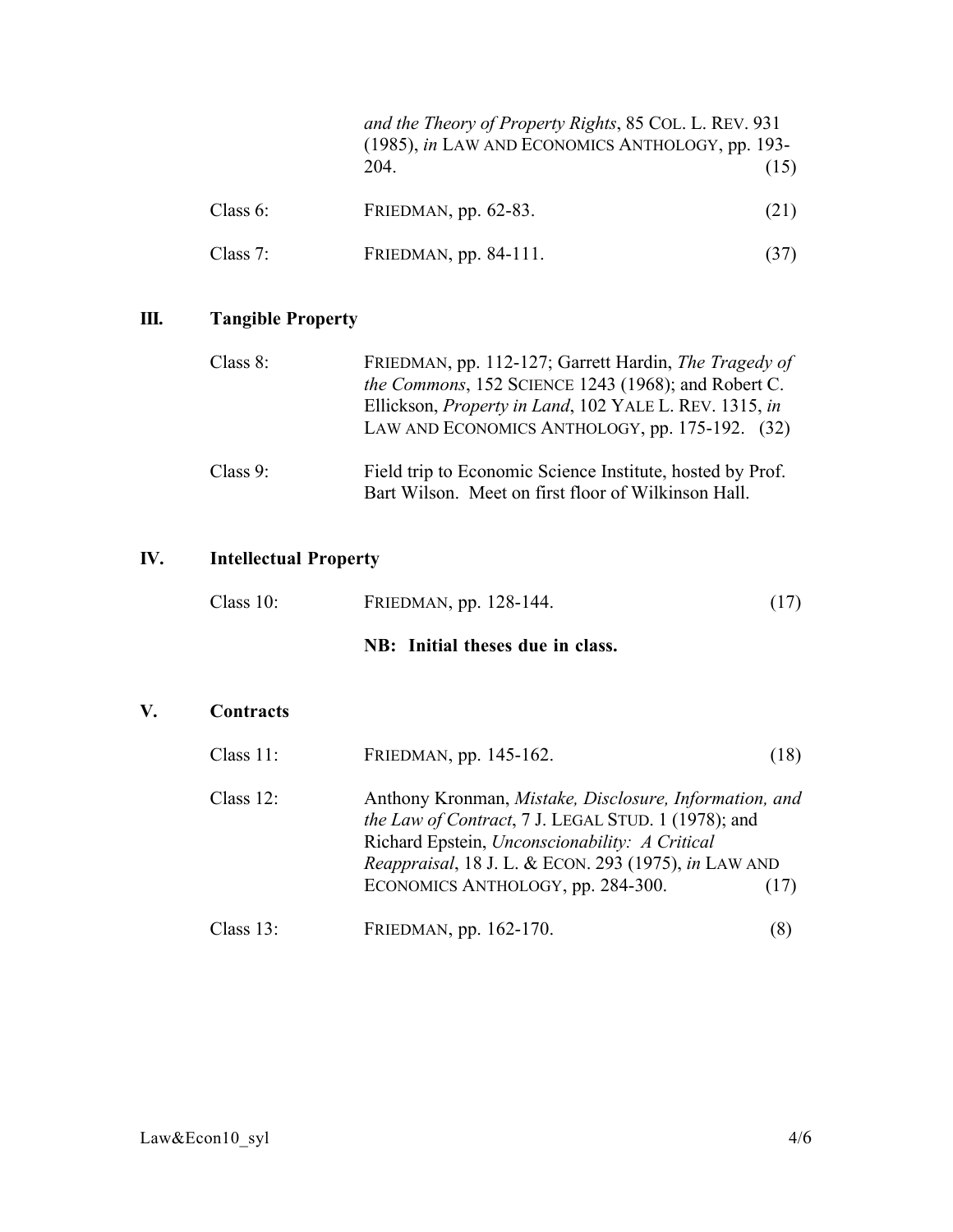*and the Theory of Property Rights*, 85 COL. L. REV. 931 (1985), *in* LAW AND ECONOMICS ANTHOLOGY, pp. 193-204. (15)

Class 6: FRIEDMAN, pp. 62-83. (21)

Class 7: FRIEDMAN, pp. 84-111. (37)

## III. Tangible Property

Class 8: FRIEDMAN, pp. 112-127; Garrett Hardin, *The Tragedy of the Commons*, 152 SCIENCE 1243 (1968); and Robert C. Ellickson, *Property in Land*, 102 YALE L. REV. 1315, *in* LAW AND ECONOMICS ANTHOLOGY, pp. 175-192. (32)

Class 9: Field trip to Economic Science Institute, hosted by Prof. Bart Wilson. Meet on first floor of Wilkinson Hall.

## IV. Intellectual Property

Class 10: FRIEDMAN, pp. 128-144. (17)

**NB: Initial theses due in class.**

## V. Contracts

Class 11: FRIEDMAN, pp. 145-162. (18)

Class 12: Anthony Kronman, *Mistake, Disclosure, Information, and the Law of Contract*, 7 J. LEGAL STUD. 1 (1978); and Richard Epstein, *Unconscionability: A Critical Reappraisal*, 18 J. L. & ECON. 293 (1975), *in* LAW AND ECONOMICS ANTHOLOGY, pp. 284-300. (17)

Class 13: FRIEDMAN, pp. 162-170. (8)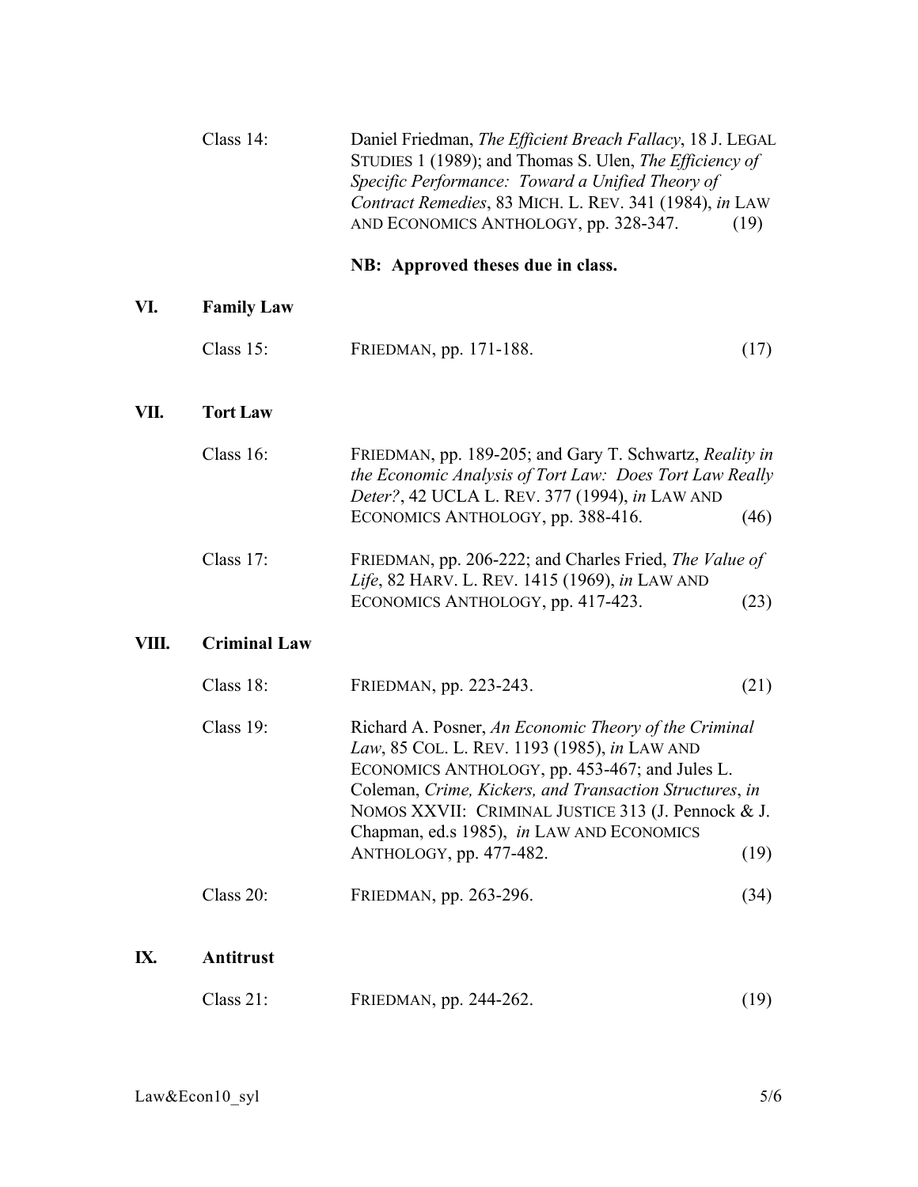Class 14: Daniel Friedman, *The Efficient Breach Fallacy*, 18 J. LEGAL STUDIES 1 (1989); and Thomas S. Ulen, *The Efficiency of Specific Performance: Toward a Unified Theory of Contract Remedies*, 83 MICH. L. REV. 341 (1984), *in* LAW AND ECONOMICS ANTHOLOGY, pp. 328-347. (19)

**NB: Approved theses due in class.**

## VI. Family Law

Class 15: FRIEDMAN, pp. 171-188. (17)

## VII. Tort Law

Class 16: FRIEDMAN, pp. 189-205; and Gary T. Schwartz, *Reality in the Economic Analysis of Tort Law: Does Tort Law Really Deter?*, 42 UCLA L. REV. 377 (1994), *in* LAW AND ECONOMICS ANTHOLOGY, pp. 388-416. (46)

Class 17: FRIEDMAN, pp. 206-222; and Charles Fried, *The Value of Life*, 82 HARV. L. REV. 1415 (1969), *in* LAW AND ECONOMICS ANTHOLOGY, pp. 417-423. (23)

## VIII. Criminal Law

Class 18: FRIEDMAN, pp. 223-243. (21)

Class 19: Richard A. Posner, *An Economic Theory of the Criminal Law*, 85 COL. L. REV. 1193 (1985), *in* LAW AND ECONOMICS ANTHOLOGY, pp. 453-467; and Jules L. Coleman, *Crime, Kickers, and Transaction Structures*, *in* NOMOS XXVII: CRIMINAL JUSTICE 313 (J. Pennock & J. Chapman, ed.s 1985), *in* LAW AND ECONOMICS ANTHOLOGY, pp. 477-482. (19)

Class 20: FRIEDMAN, pp. 263-296. (34)

## IX. Antitrust

Class 21: FRIEDMAN, pp. 244-262. (19)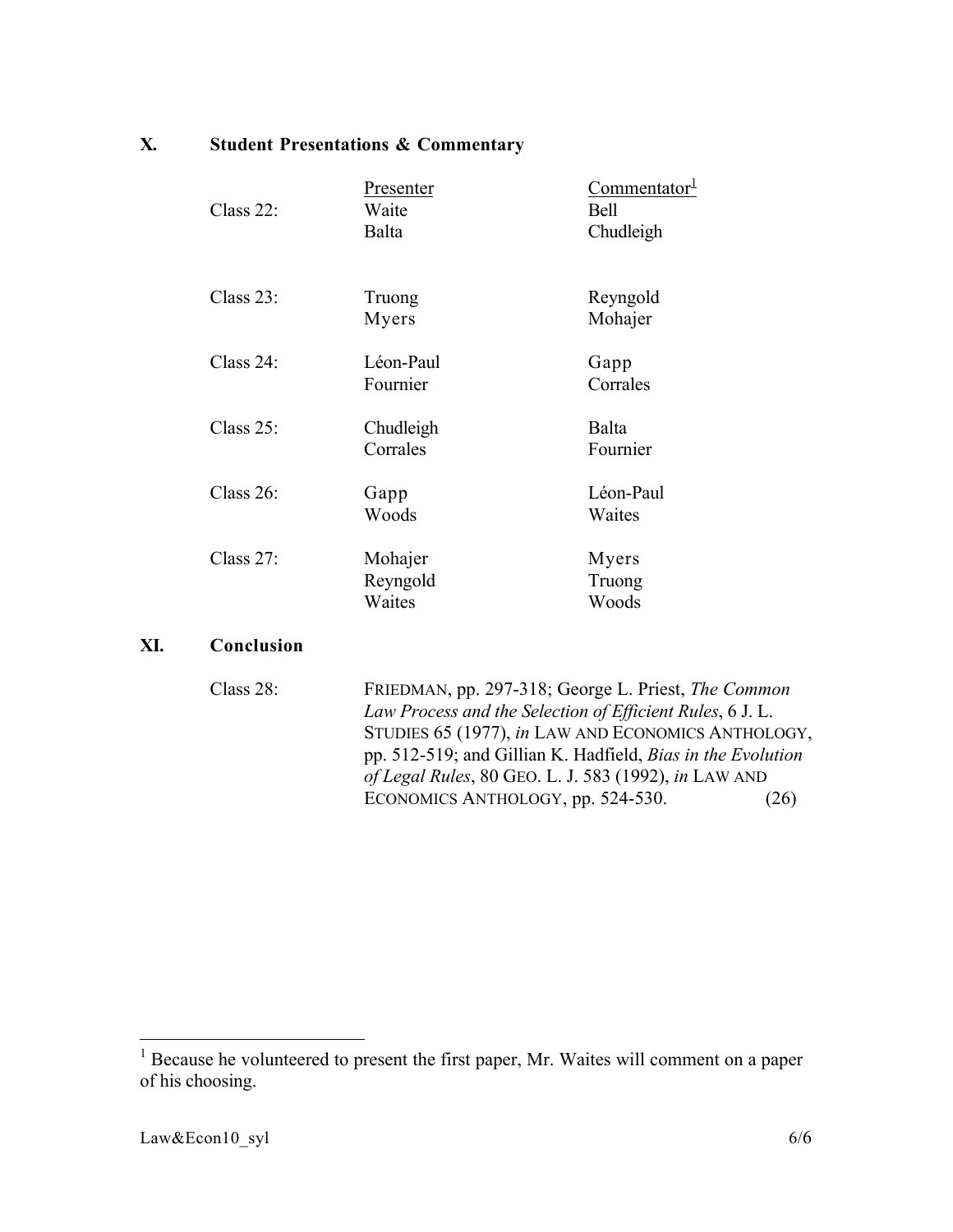## X. Student Presentations & Commentary

| | Presenter | Commentator[1] |
|---|---|---|
| Class 22: | Waite<br>Balta | Bell<br>Chudleigh |
| Class 23: | Truong<br>Myers | Reyngold<br>Mohajer |
| Class 24: | Léon-Paul<br>Fournier | Gapp<br>Corrales |
| Class 25: | Chudleigh<br>Corrales | Balta<br>Fournier |
| Class 26: | Gapp<br>Woods | Léon-Paul<br>Waites |
| Class 27: | Mohajer<br>Reyngold<br>Waites | Myers<br>Truong<br>Woods |

## XI. Conclusion

Class 28: FRIEDMAN, pp. 297-318; George L. Priest, *The Common Law Process and the Selection of Efficient Rules*, 6 J. L. STUDIES 65 (1977), *in* LAW AND ECONOMICS ANTHOLOGY, pp. 512-519; and Gillian K. Hadfield, *Bias in the Evolution of Legal Rules*, 80 GEO. L. J. 583 (1992), *in* LAW AND ECONOMICS ANTHOLOGY, pp. 524-530. (26)

---

[1] Because he volunteered to present the first paper, Mr. Waites will comment on a paper of his choosing.